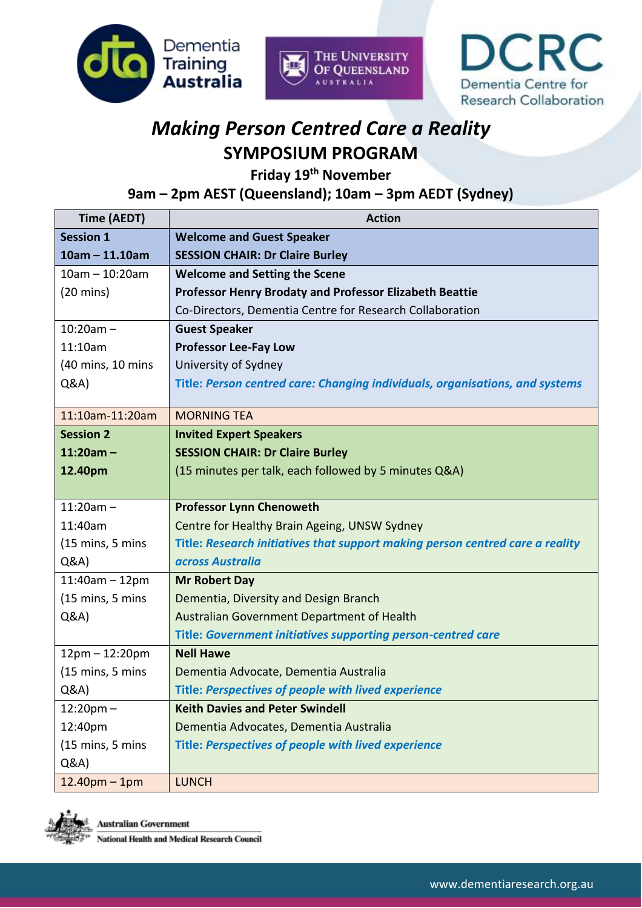# *Making Person Centred Care a Reality*

## SYMPOSIUM PROGRAM

**Friday 19th November**

**9am – 2pm AEST (Queensland); 10am – 3pm AEDT (Sydney)**

| Time (AEDT) | Action |
|---|---|
| **Session 1**<br>**10am – 11.10am** | **Welcome and Guest Speaker**<br>**SESSION CHAIR: Dr Claire Burley** |
| 10am – 10:20am<br>(20 mins) | **Welcome and Setting the Scene**<br>**Professor Henry Brodaty and Professor Elizabeth Beattie**<br>Co-Directors, Dementia Centre for Research Collaboration |
| 10:20am – 11:10am<br>(40 mins, 10 mins Q&A) | **Guest Speaker**<br>**Professor Lee-Fay Low**<br>University of Sydney<br>**Title: *Person centred care: Changing individuals, organisations, and systems*** |
| 11:10am-11:20am | MORNING TEA |
| **Session 2**<br>**11:20am – 12.40pm** | **Invited Expert Speakers**<br>**SESSION CHAIR: Dr Claire Burley**<br>(15 minutes per talk, each followed by 5 minutes Q&A) |
| 11:20am – 11:40am<br>(15 mins, 5 mins Q&A) | **Professor Lynn Chenoweth**<br>Centre for Healthy Brain Ageing, UNSW Sydney<br>**Title: *Research initiatives that support making person centred care a reality across Australia*** |
| 11:40am – 12pm<br>(15 mins, 5 mins Q&A) | **Mr Robert Day**<br>Dementia, Diversity and Design Branch<br>Australian Government Department of Health<br>**Title: *Government initiatives supporting person-centred care*** |
| 12pm – 12:20pm<br>(15 mins, 5 mins Q&A) | **Nell Hawe**<br>Dementia Advocate, Dementia Australia<br>**Title: *Perspectives of people with lived experience*** |
| 12:20pm – 12:40pm<br>(15 mins, 5 mins Q&A) | **Keith Davies and Peter Swindell**<br>Dementia Advocates, Dementia Australia<br>**Title: *Perspectives of people with lived experience*** |
| 12.40pm – 1pm | LUNCH |

Australian Government
National Health and Medical Research Council

www.dementiaresearch.org.au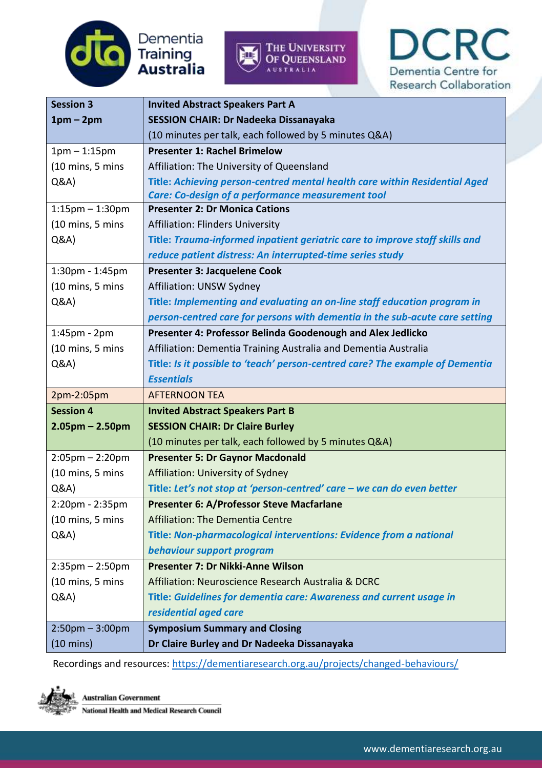| | |
|---|---|
| **Session 3** **1pm – 2pm** | **Invited Abstract Speakers Part A** **SESSION CHAIR: Dr Nadeeka Dissanayaka** (10 minutes per talk, each followed by 5 minutes Q&A) |
| 1pm – 1:15pm (10 mins, 5 mins Q&A) | **Presenter 1: Rachel Brimelow** Affiliation: The University of Queensland **Title:** ***Achieving person-centred mental health care within Residential Aged Care: Co-design of a performance measurement tool*** |
| 1:15pm – 1:30pm (10 mins, 5 mins Q&A) | **Presenter 2: Dr Monica Cations** Affiliation: Flinders University **Title:** ***Trauma-informed inpatient geriatric care to improve staff skills and reduce patient distress: An interrupted-time series study*** |
| 1:30pm - 1:45pm (10 mins, 5 mins Q&A) | **Presenter 3: Jacquelene Cook** Affiliation: UNSW Sydney **Title:** ***Implementing and evaluating an on-line staff education program in person-centred care for persons with dementia in the sub-acute care setting*** |
| 1:45pm - 2pm (10 mins, 5 mins Q&A) | **Presenter 4: Professor Belinda Goodenough and Alex Jedlicko** Affiliation: Dementia Training Australia and Dementia Australia **Title:** ***Is it possible to 'teach' person-centred care? The example of Dementia Essentials*** |
| 2pm-2:05pm | AFTERNOON TEA |
| **Session 4** **2.05pm – 2.50pm** | **Invited Abstract Speakers Part B** **SESSION CHAIR: Dr Claire Burley** (10 minutes per talk, each followed by 5 minutes Q&A) |
| 2:05pm – 2:20pm (10 mins, 5 mins Q&A) | **Presenter 5: Dr Gaynor Macdonald** Affiliation: University of Sydney **Title:** ***Let's not stop at 'person-centred' care – we can do even better*** |
| 2:20pm - 2:35pm (10 mins, 5 mins Q&A) | **Presenter 6: A/Professor Steve Macfarlane** Affiliation: The Dementia Centre **Title:** ***Non-pharmacological interventions: Evidence from a national behaviour support program*** |
| 2:35pm – 2:50pm (10 mins, 5 mins Q&A) | **Presenter 7: Dr Nikki-Anne Wilson** Affiliation: Neuroscience Research Australia & DCRC **Title:** ***Guidelines for dementia care: Awareness and current usage in residential aged care*** |
| 2:50pm – 3:00pm (10 mins) | **Symposium Summary and Closing** **Dr Claire Burley and Dr Nadeeka Dissanayaka** |

Recordings and resources: https://dementiaresearch.org.au/projects/changed-behaviours/